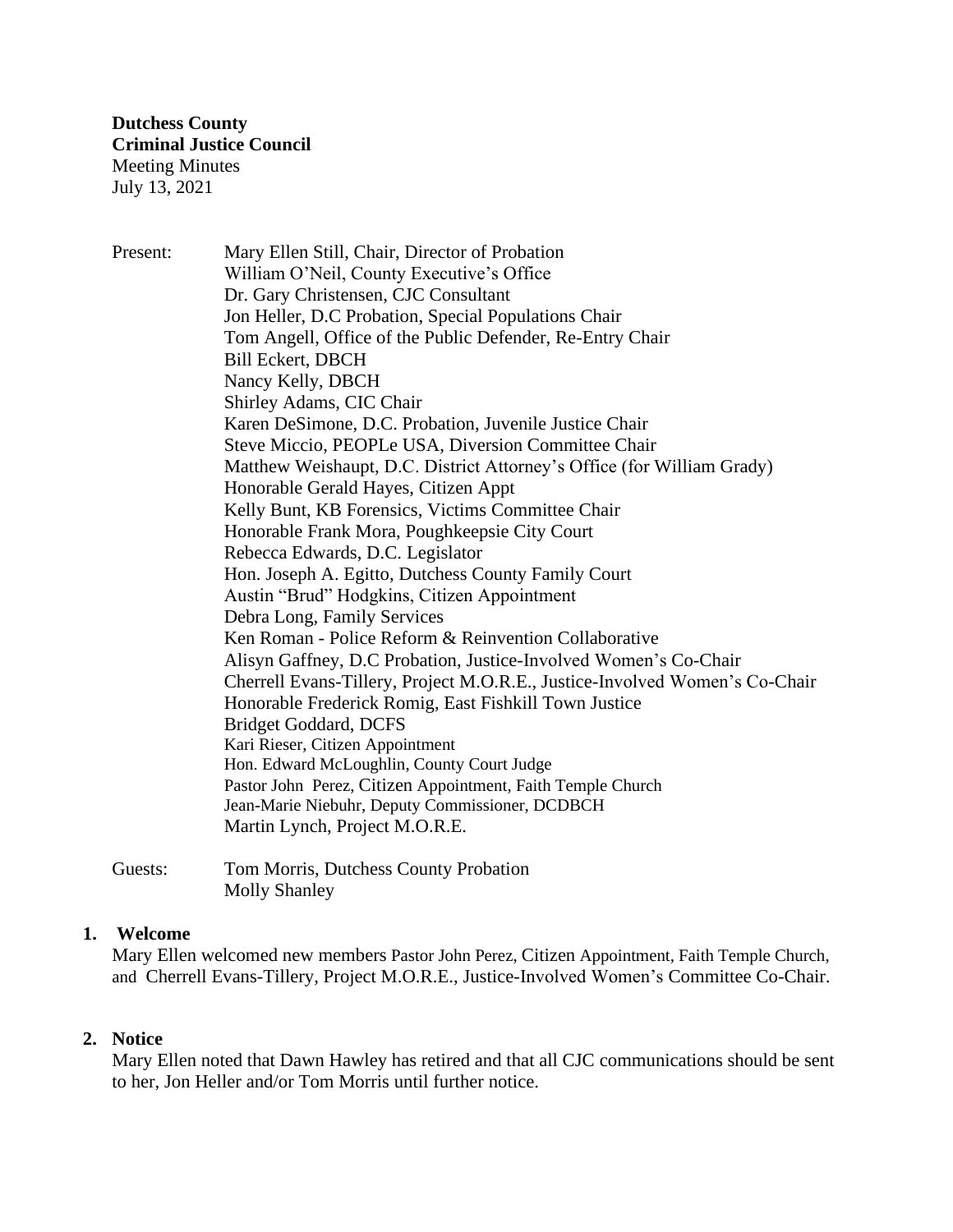**Dutchess County**
**Criminal Justice Council**
Meeting Minutes
July 13, 2021

Present:
Mary Ellen Still, Chair, Director of Probation
William O'Neil, County Executive's Office
Dr. Gary Christensen, CJC Consultant
Jon Heller, D.C Probation, Special Populations Chair
Tom Angell, Office of the Public Defender, Re-Entry Chair
Bill Eckert, DBCH
Nancy Kelly, DBCH
Shirley Adams, CIC Chair
Karen DeSimone, D.C. Probation, Juvenile Justice Chair
Steve Miccio, PEOPLe USA, Diversion Committee Chair
Matthew Weishaupt, D.C. District Attorney's Office (for William Grady)
Honorable Gerald Hayes, Citizen Appt
Kelly Bunt, KB Forensics, Victims Committee Chair
Honorable Frank Mora, Poughkeepsie City Court
Rebecca Edwards, D.C. Legislator
Hon. Joseph A. Egitto, Dutchess County Family Court
Austin "Brud" Hodgkins, Citizen Appointment
Debra Long, Family Services
Ken Roman - Police Reform & Reinvention Collaborative
Alisyn Gaffney, D.C Probation, Justice-Involved Women's Co-Chair
Cherrell Evans-Tillery, Project M.O.R.E., Justice-Involved Women's Co-Chair
Honorable Frederick Romig, East Fishkill Town Justice
Bridget Goddard, DCFS
Kari Rieser, Citizen Appointment
Hon. Edward McLoughlin, County Court Judge
Pastor John Perez, Citizen Appointment, Faith Temple Church
Jean-Marie Niebuhr, Deputy Commissioner, DCDBCH
Martin Lynch, Project M.O.R.E.

Guests:
Tom Morris, Dutchess County Probation
Molly Shanley

## 1. Welcome

Mary Ellen welcomed new members Pastor John Perez, Citizen Appointment, Faith Temple Church, and Cherrell Evans-Tillery, Project M.O.R.E., Justice-Involved Women's Committee Co-Chair.

## 2. Notice

Mary Ellen noted that Dawn Hawley has retired and that all CJC communications should be sent to her, Jon Heller and/or Tom Morris until further notice.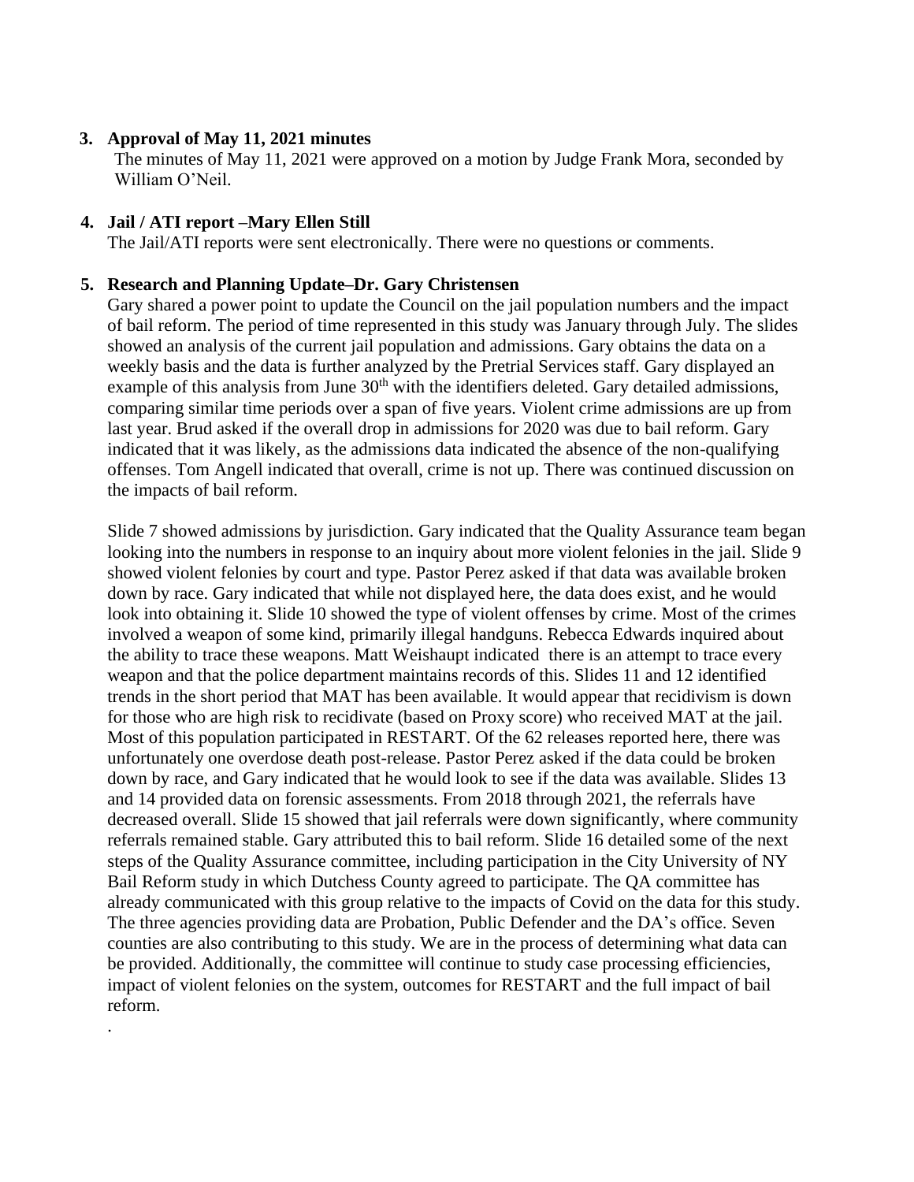3. **Approval of May 11, 2021 minutes**

   The minutes of May 11, 2021 were approved on a motion by Judge Frank Mora, seconded by William O'Neil.

4. **Jail / ATI report –Mary Ellen Still**

   The Jail/ATI reports were sent electronically. There were no questions or comments.

5. **Research and Planning Update–Dr. Gary Christensen**

   Gary shared a power point to update the Council on the jail population numbers and the impact of bail reform. The period of time represented in this study was January through July. The slides showed an analysis of the current jail population and admissions. Gary obtains the data on a weekly basis and the data is further analyzed by the Pretrial Services staff. Gary displayed an example of this analysis from June 30th with the identifiers deleted. Gary detailed admissions, comparing similar time periods over a span of five years. Violent crime admissions are up from last year. Brud asked if the overall drop in admissions for 2020 was due to bail reform. Gary indicated that it was likely, as the admissions data indicated the absence of the non-qualifying offenses. Tom Angell indicated that overall, crime is not up. There was continued discussion on the impacts of bail reform.

   Slide 7 showed admissions by jurisdiction. Gary indicated that the Quality Assurance team began looking into the numbers in response to an inquiry about more violent felonies in the jail. Slide 9 showed violent felonies by court and type. Pastor Perez asked if that data was available broken down by race. Gary indicated that while not displayed here, the data does exist, and he would look into obtaining it. Slide 10 showed the type of violent offenses by crime. Most of the crimes involved a weapon of some kind, primarily illegal handguns. Rebecca Edwards inquired about the ability to trace these weapons. Matt Weishaupt indicated there is an attempt to trace every weapon and that the police department maintains records of this. Slides 11 and 12 identified trends in the short period that MAT has been available. It would appear that recidivism is down for those who are high risk to recidivate (based on Proxy score) who received MAT at the jail. Most of this population participated in RESTART. Of the 62 releases reported here, there was unfortunately one overdose death post-release. Pastor Perez asked if the data could be broken down by race, and Gary indicated that he would look to see if the data was available. Slides 13 and 14 provided data on forensic assessments. From 2018 through 2021, the referrals have decreased overall. Slide 15 showed that jail referrals were down significantly, where community referrals remained stable. Gary attributed this to bail reform. Slide 16 detailed some of the next steps of the Quality Assurance committee, including participation in the City University of NY Bail Reform study in which Dutchess County agreed to participate. The QA committee has already communicated with this group relative to the impacts of Covid on the data for this study. The three agencies providing data are Probation, Public Defender and the DA's office. Seven counties are also contributing to this study. We are in the process of determining what data can be provided. Additionally, the committee will continue to study case processing efficiencies, impact of violent felonies on the system, outcomes for RESTART and the full impact of bail reform.

.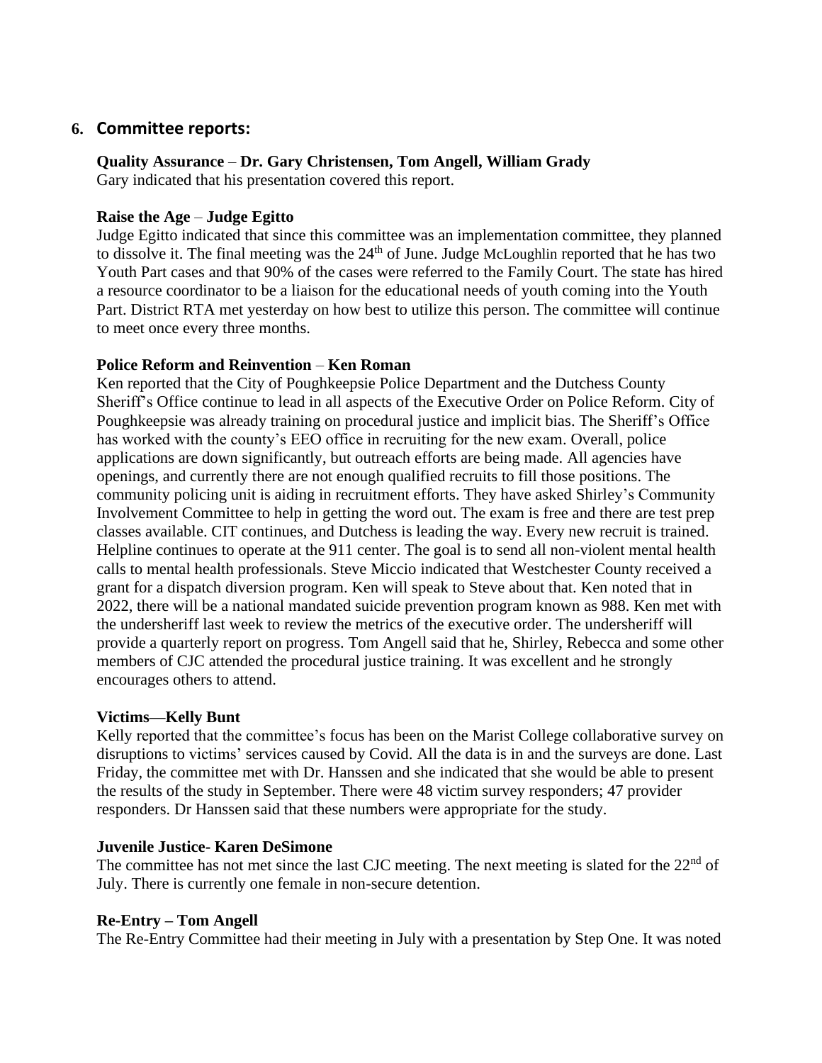## 6. Committee reports:

**Quality Assurance** – **Dr. Gary Christensen, Tom Angell, William Grady**
Gary indicated that his presentation covered this report.

**Raise the Age** – **Judge Egitto**
Judge Egitto indicated that since this committee was an implementation committee, they planned to dissolve it. The final meeting was the 24th of June. Judge McLoughlin reported that he has two Youth Part cases and that 90% of the cases were referred to the Family Court. The state has hired a resource coordinator to be a liaison for the educational needs of youth coming into the Youth Part. District RTA met yesterday on how best to utilize this person. The committee will continue to meet once every three months.

**Police Reform and Reinvention** – **Ken Roman**
Ken reported that the City of Poughkeepsie Police Department and the Dutchess County Sheriff's Office continue to lead in all aspects of the Executive Order on Police Reform. City of Poughkeepsie was already training on procedural justice and implicit bias. The Sheriff's Office has worked with the county's EEO office in recruiting for the new exam. Overall, police applications are down significantly, but outreach efforts are being made. All agencies have openings, and currently there are not enough qualified recruits to fill those positions. The community policing unit is aiding in recruitment efforts. They have asked Shirley's Community Involvement Committee to help in getting the word out. The exam is free and there are test prep classes available. CIT continues, and Dutchess is leading the way. Every new recruit is trained. Helpline continues to operate at the 911 center. The goal is to send all non-violent mental health calls to mental health professionals. Steve Miccio indicated that Westchester County received a grant for a dispatch diversion program. Ken will speak to Steve about that. Ken noted that in 2022, there will be a national mandated suicide prevention program known as 988. Ken met with the undersheriff last week to review the metrics of the executive order. The undersheriff will provide a quarterly report on progress. Tom Angell said that he, Shirley, Rebecca and some other members of CJC attended the procedural justice training. It was excellent and he strongly encourages others to attend.

**Victims—Kelly Bunt**
Kelly reported that the committee's focus has been on the Marist College collaborative survey on disruptions to victims' services caused by Covid. All the data is in and the surveys are done. Last Friday, the committee met with Dr. Hanssen and she indicated that she would be able to present the results of the study in September. There were 48 victim survey responders; 47 provider responders. Dr Hanssen said that these numbers were appropriate for the study.

**Juvenile Justice- Karen DeSimone**
The committee has not met since the last CJC meeting. The next meeting is slated for the 22nd of July. There is currently one female in non-secure detention.

**Re-Entry – Tom Angell**
The Re-Entry Committee had their meeting in July with a presentation by Step One. It was noted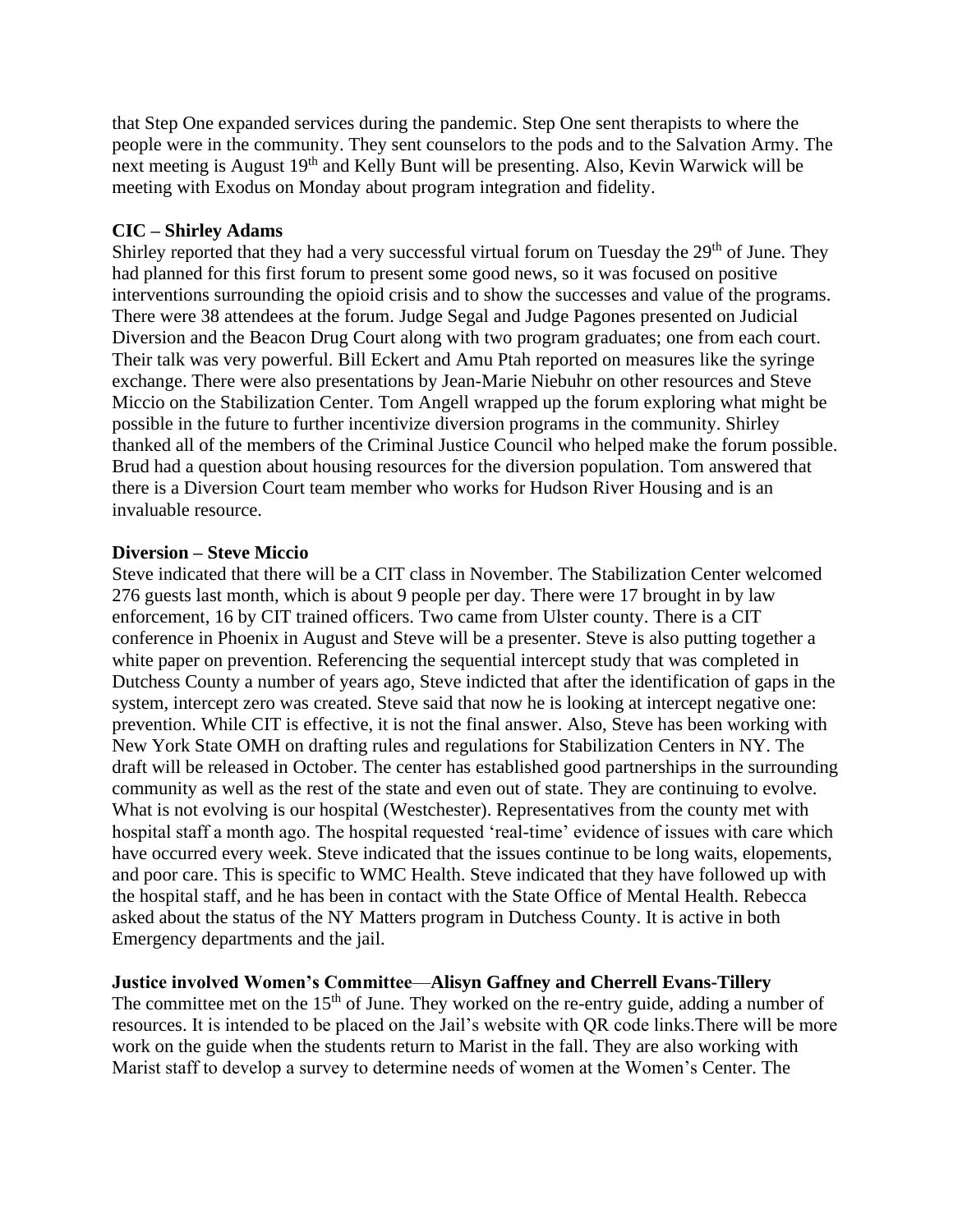that Step One expanded services during the pandemic. Step One sent therapists to where the people were in the community. They sent counselors to the pods and to the Salvation Army. The next meeting is August 19th and Kelly Bunt will be presenting. Also, Kevin Warwick will be meeting with Exodus on Monday about program integration and fidelity.

**CIC – Shirley Adams**
Shirley reported that they had a very successful virtual forum on Tuesday the 29th of June. They had planned for this first forum to present some good news, so it was focused on positive interventions surrounding the opioid crisis and to show the successes and value of the programs. There were 38 attendees at the forum. Judge Segal and Judge Pagones presented on Judicial Diversion and the Beacon Drug Court along with two program graduates; one from each court. Their talk was very powerful. Bill Eckert and Amu Ptah reported on measures like the syringe exchange. There were also presentations by Jean-Marie Niebuhr on other resources and Steve Miccio on the Stabilization Center. Tom Angell wrapped up the forum exploring what might be possible in the future to further incentivize diversion programs in the community. Shirley thanked all of the members of the Criminal Justice Council who helped make the forum possible. Brud had a question about housing resources for the diversion population. Tom answered that there is a Diversion Court team member who works for Hudson River Housing and is an invaluable resource.

**Diversion – Steve Miccio**
Steve indicated that there will be a CIT class in November. The Stabilization Center welcomed 276 guests last month, which is about 9 people per day. There were 17 brought in by law enforcement, 16 by CIT trained officers. Two came from Ulster county. There is a CIT conference in Phoenix in August and Steve will be a presenter. Steve is also putting together a white paper on prevention. Referencing the sequential intercept study that was completed in Dutchess County a number of years ago, Steve indicted that after the identification of gaps in the system, intercept zero was created. Steve said that now he is looking at intercept negative one: prevention. While CIT is effective, it is not the final answer. Also, Steve has been working with New York State OMH on drafting rules and regulations for Stabilization Centers in NY. The draft will be released in October. The center has established good partnerships in the surrounding community as well as the rest of the state and even out of state. They are continuing to evolve. What is not evolving is our hospital (Westchester). Representatives from the county met with hospital staff a month ago. The hospital requested 'real-time' evidence of issues with care which have occurred every week. Steve indicated that the issues continue to be long waits, elopements, and poor care. This is specific to WMC Health. Steve indicated that they have followed up with the hospital staff, and he has been in contact with the State Office of Mental Health. Rebecca asked about the status of the NY Matters program in Dutchess County. It is active in both Emergency departments and the jail.

**Justice involved Women's Committee—Alisyn Gaffney and Cherrell Evans-Tillery**
The committee met on the 15th of June. They worked on the re-entry guide, adding a number of resources. It is intended to be placed on the Jail's website with QR code links.There will be more work on the guide when the students return to Marist in the fall. They are also working with Marist staff to develop a survey to determine needs of women at the Women's Center. The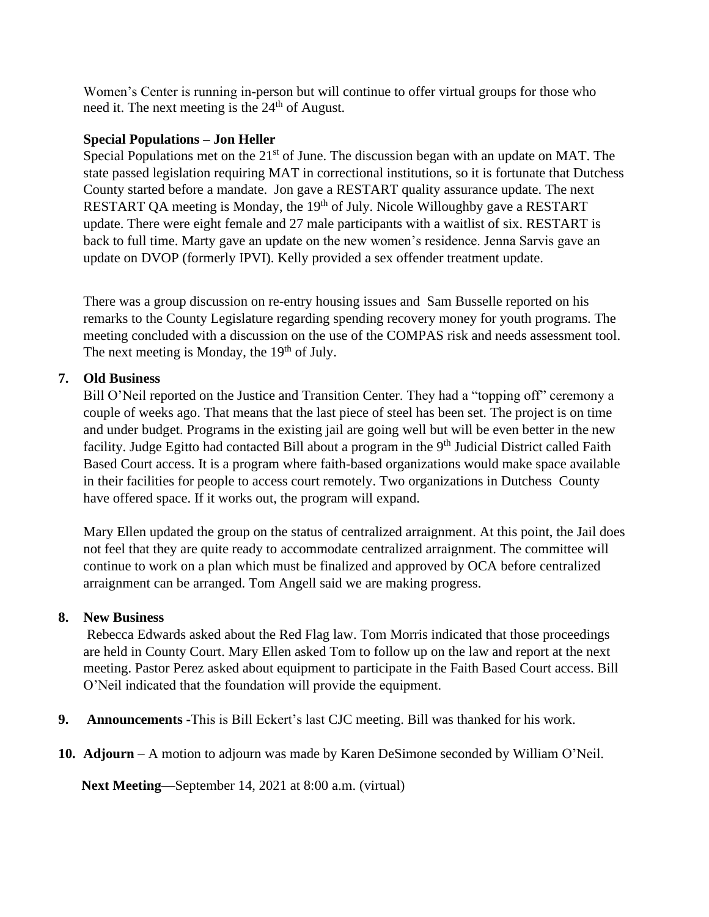Women's Center is running in-person but will continue to offer virtual groups for those who need it. The next meeting is the 24th of August.

**Special Populations – Jon Heller**

Special Populations met on the 21st of June. The discussion began with an update on MAT. The state passed legislation requiring MAT in correctional institutions, so it is fortunate that Dutchess County started before a mandate. Jon gave a RESTART quality assurance update. The next RESTART QA meeting is Monday, the 19th of July. Nicole Willoughby gave a RESTART update. There were eight female and 27 male participants with a waitlist of six. RESTART is back to full time. Marty gave an update on the new women's residence. Jenna Sarvis gave an update on DVOP (formerly IPVI). Kelly provided a sex offender treatment update.

There was a group discussion on re-entry housing issues and Sam Busselle reported on his remarks to the County Legislature regarding spending recovery money for youth programs. The meeting concluded with a discussion on the use of the COMPAS risk and needs assessment tool. The next meeting is Monday, the 19th of July.

**7. Old Business**

Bill O'Neil reported on the Justice and Transition Center. They had a "topping off" ceremony a couple of weeks ago. That means that the last piece of steel has been set. The project is on time and under budget. Programs in the existing jail are going well but will be even better in the new facility. Judge Egitto had contacted Bill about a program in the 9th Judicial District called Faith Based Court access. It is a program where faith-based organizations would make space available in their facilities for people to access court remotely. Two organizations in Dutchess County have offered space. If it works out, the program will expand.

Mary Ellen updated the group on the status of centralized arraignment. At this point, the Jail does not feel that they are quite ready to accommodate centralized arraignment. The committee will continue to work on a plan which must be finalized and approved by OCA before centralized arraignment can be arranged. Tom Angell said we are making progress.

**8. New Business**

Rebecca Edwards asked about the Red Flag law. Tom Morris indicated that those proceedings are held in County Court. Mary Ellen asked Tom to follow up on the law and report at the next meeting. Pastor Perez asked about equipment to participate in the Faith Based Court access. Bill O'Neil indicated that the foundation will provide the equipment.

**9. Announcements -**This is Bill Eckert's last CJC meeting. Bill was thanked for his work.

**10. Adjourn** – A motion to adjourn was made by Karen DeSimone seconded by William O'Neil.

**Next Meeting**—September 14, 2021 at 8:00 a.m. (virtual)